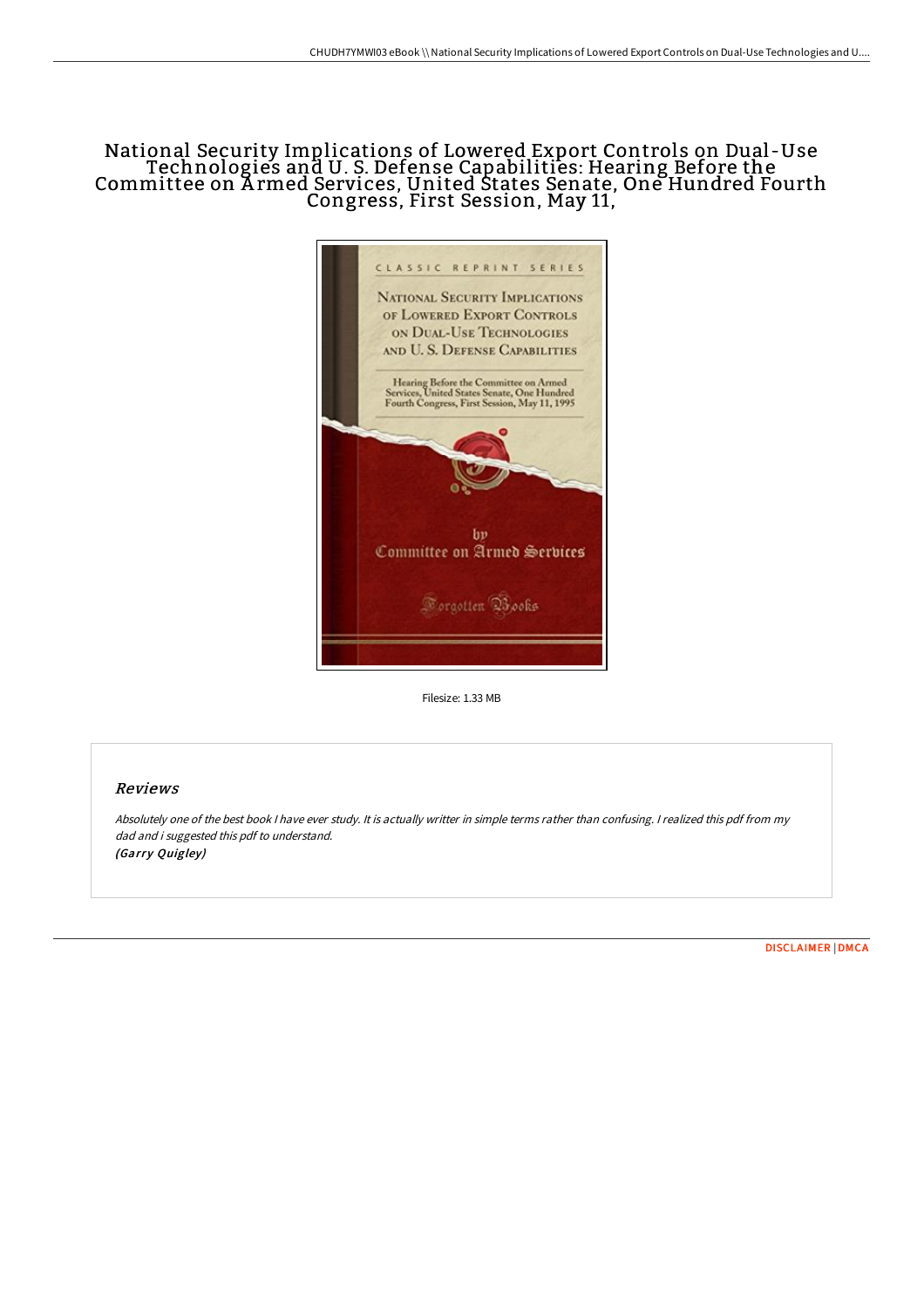# National Security Implications of Lowered Export Controls on Dual-Use Technologies and U. S. Defense Capabilities: Hearing Before the Committee on Armed Services, United States Senate, One Hundred Fourth Congress, First Session, May 11,

Filesize: 1.33 MB

## Reviews

*Absolutely one of the best book I have ever study. It is actually writter in simple terms rather than confusing. I realized this pdf from my dad and i suggested this pdf to understand.*
*(Garry Quigley)*

DISCLAIMER | DMCA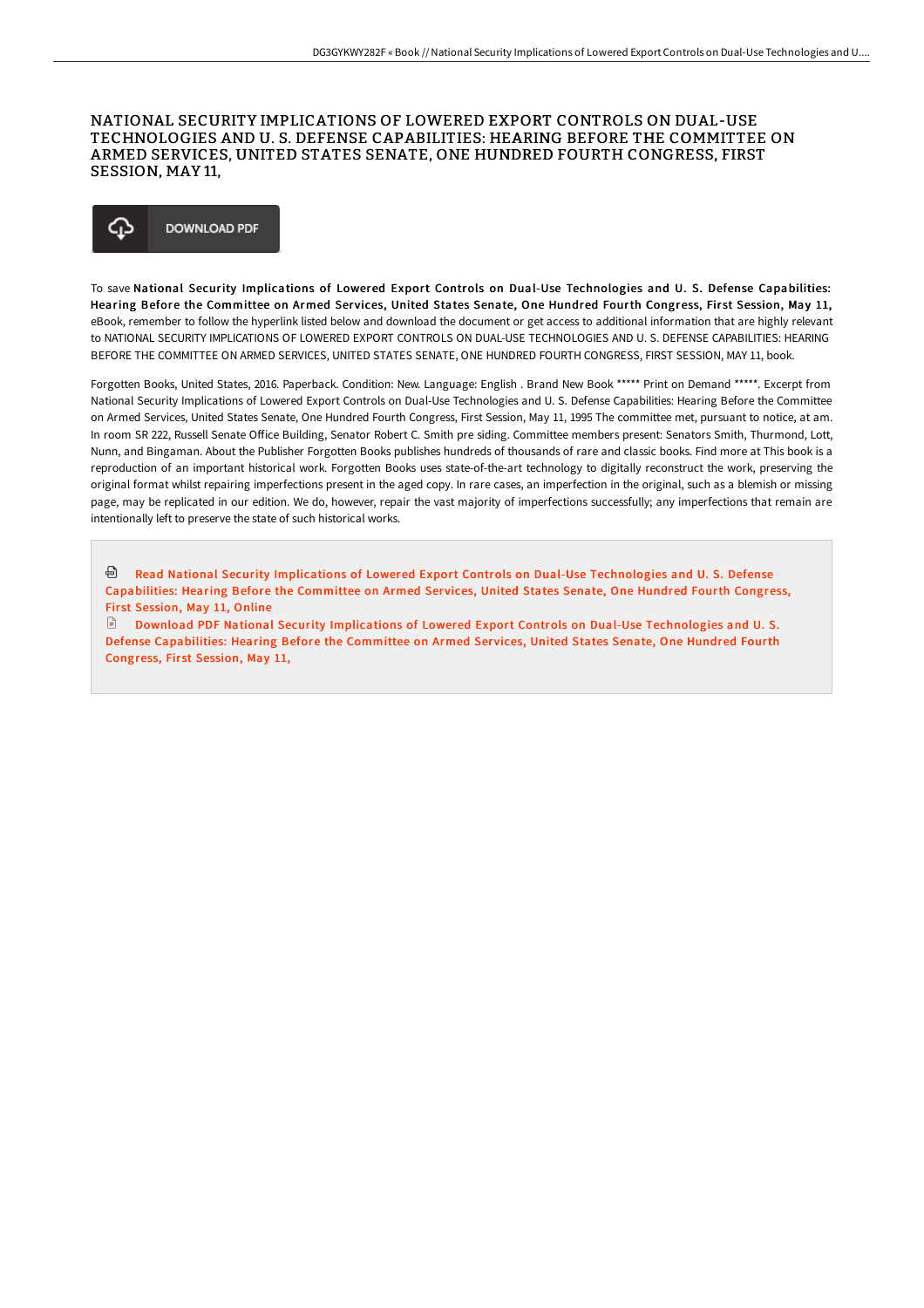# NATIONAL SECURITY IMPLICATIONS OF LOWERED EXPORT CONTROLS ON DUAL-USE TECHNOLOGIES AND U. S. DEFENSE CAPABILITIES: HEARING BEFORE THE COMMITTEE ON ARMED SERVICES, UNITED STATES SENATE, ONE HUNDRED FOURTH CONGRESS, FIRST SESSION, MAY 11,

DOWNLOAD PDF

To save **National Security Implications of Lowered Export Controls on Dual-Use Technologies and U. S. Defense Capabilities: Hearing Before the Committee on Armed Services, United States Senate, One Hundred Fourth Congress, First Session, May 11,** eBook, remember to follow the hyperlink listed below and download the document or get access to additional information that are highly relevant to NATIONAL SECURITY IMPLICATIONS OF LOWERED EXPORT CONTROLS ON DUAL-USE TECHNOLOGIES AND U. S. DEFENSE CAPABILITIES: HEARING BEFORE THE COMMITTEE ON ARMED SERVICES, UNITED STATES SENATE, ONE HUNDRED FOURTH CONGRESS, FIRST SESSION, MAY 11, book.

Forgotten Books, United States, 2016. Paperback. Condition: New. Language: English . Brand New Book ***** Print on Demand *****. Excerpt from National Security Implications of Lowered Export Controls on Dual-Use Technologies and U. S. Defense Capabilities: Hearing Before the Committee on Armed Services, United States Senate, One Hundred Fourth Congress, First Session, May 11, 1995 The committee met, pursuant to notice, at am. In room SR 222, Russell Senate Office Building, Senator Robert C. Smith pre siding. Committee members present: Senators Smith, Thurmond, Lott, Nunn, and Bingaman. About the Publisher Forgotten Books publishes hundreds of thousands of rare and classic books. Find more at This book is a reproduction of an important historical work. Forgotten Books uses state-of-the-art technology to digitally reconstruct the work, preserving the original format whilst repairing imperfections present in the aged copy. In rare cases, an imperfection in the original, such as a blemish or missing page, may be replicated in our edition. We do, however, repair the vast majority of imperfections successfully; any imperfections that remain are intentionally left to preserve the state of such historical works.

Read National Security Implications of Lowered Export Controls on Dual-Use Technologies and U. S. Defense Capabilities: Hearing Before the Committee on Armed Services, United States Senate, One Hundred Fourth Congress, First Session, May 11, Online

Download PDF National Security Implications of Lowered Export Controls on Dual-Use Technologies and U. S. Defense Capabilities: Hearing Before the Committee on Armed Services, United States Senate, One Hundred Fourth Congress, First Session, May 11,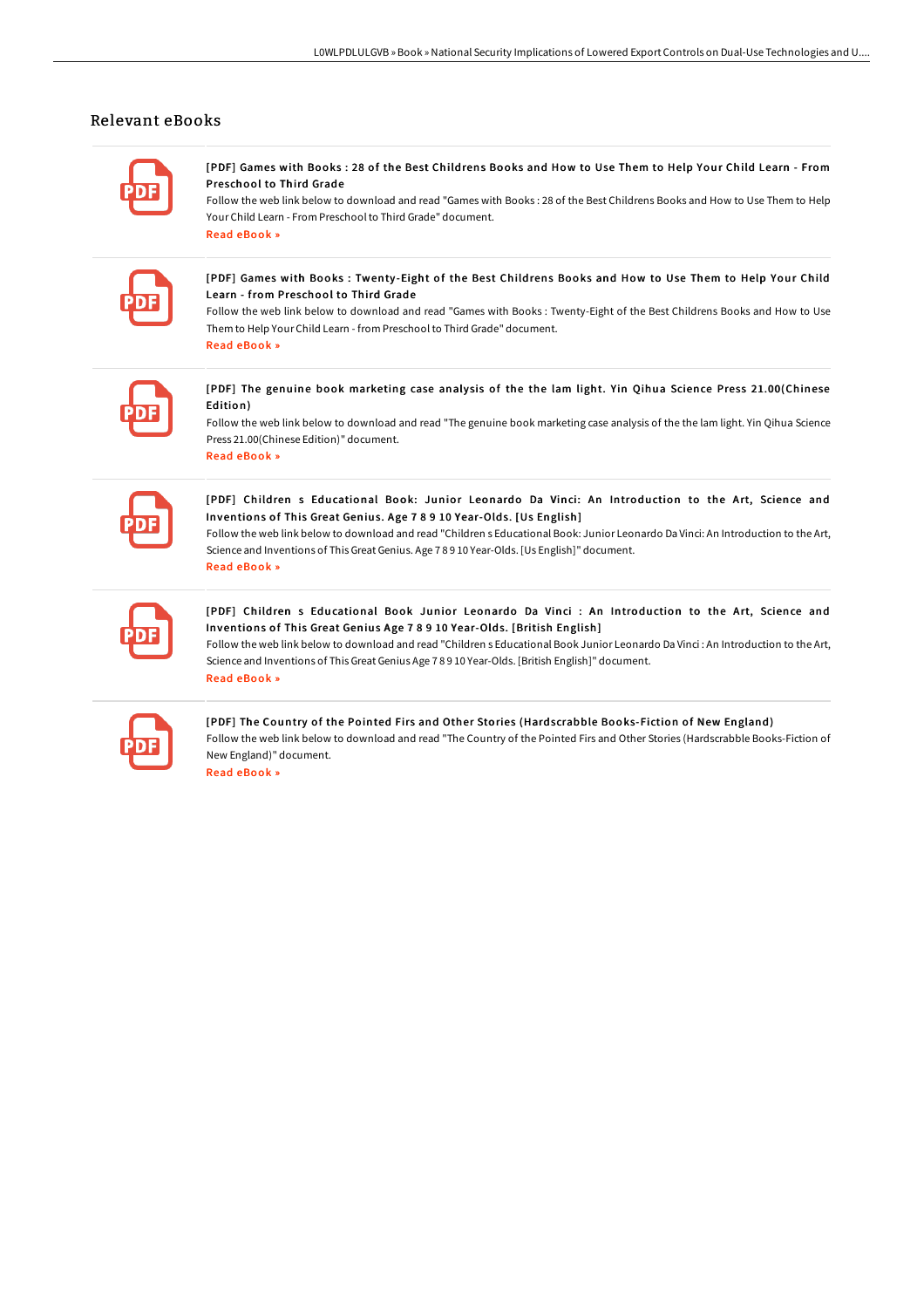## Relevant eBooks

**[PDF] Games with Books : 28 of the Best Childrens Books and How to Use Them to Help Your Child Learn - From Preschool to Third Grade**

Follow the web link below to download and read "Games with Books : 28 of the Best Childrens Books and How to Use Them to Help Your Child Learn - From Preschool to Third Grade" document.

Read eBook »

**[PDF] Games with Books : Twenty-Eight of the Best Childrens Books and How to Use Them to Help Your Child Learn - from Preschool to Third Grade**

Follow the web link below to download and read "Games with Books : Twenty-Eight of the Best Childrens Books and How to Use Them to Help Your Child Learn - from Preschool to Third Grade" document.

Read eBook »

**[PDF] The genuine book marketing case analysis of the the lam light. Yin Qihua Science Press 21.00(Chinese Edition)**

Follow the web link below to download and read "The genuine book marketing case analysis of the the lam light. Yin Qihua Science Press 21.00(Chinese Edition)" document.

Read eBook »

**[PDF] Children s Educational Book: Junior Leonardo Da Vinci: An Introduction to the Art, Science and Inventions of This Great Genius. Age 7 8 9 10 Year-Olds. [Us English]**

Follow the web link below to download and read "Children s Educational Book: Junior Leonardo Da Vinci: An Introduction to the Art, Science and Inventions of This Great Genius. Age 7 8 9 10 Year-Olds. [Us English]" document.

Read eBook »

**[PDF] Children s Educational Book Junior Leonardo Da Vinci : An Introduction to the Art, Science and Inventions of This Great Genius Age 7 8 9 10 Year-Olds. [British English]**

Follow the web link below to download and read "Children s Educational Book Junior Leonardo Da Vinci : An Introduction to the Art, Science and Inventions of This Great Genius Age 7 8 9 10 Year-Olds. [British English]" document.

Read eBook »

**[PDF] The Country of the Pointed Firs and Other Stories (Hardscrabble Books-Fiction of New England)**

Follow the web link below to download and read "The Country of the Pointed Firs and Other Stories (Hardscrabble Books-Fiction of New England)" document.

Read eBook »